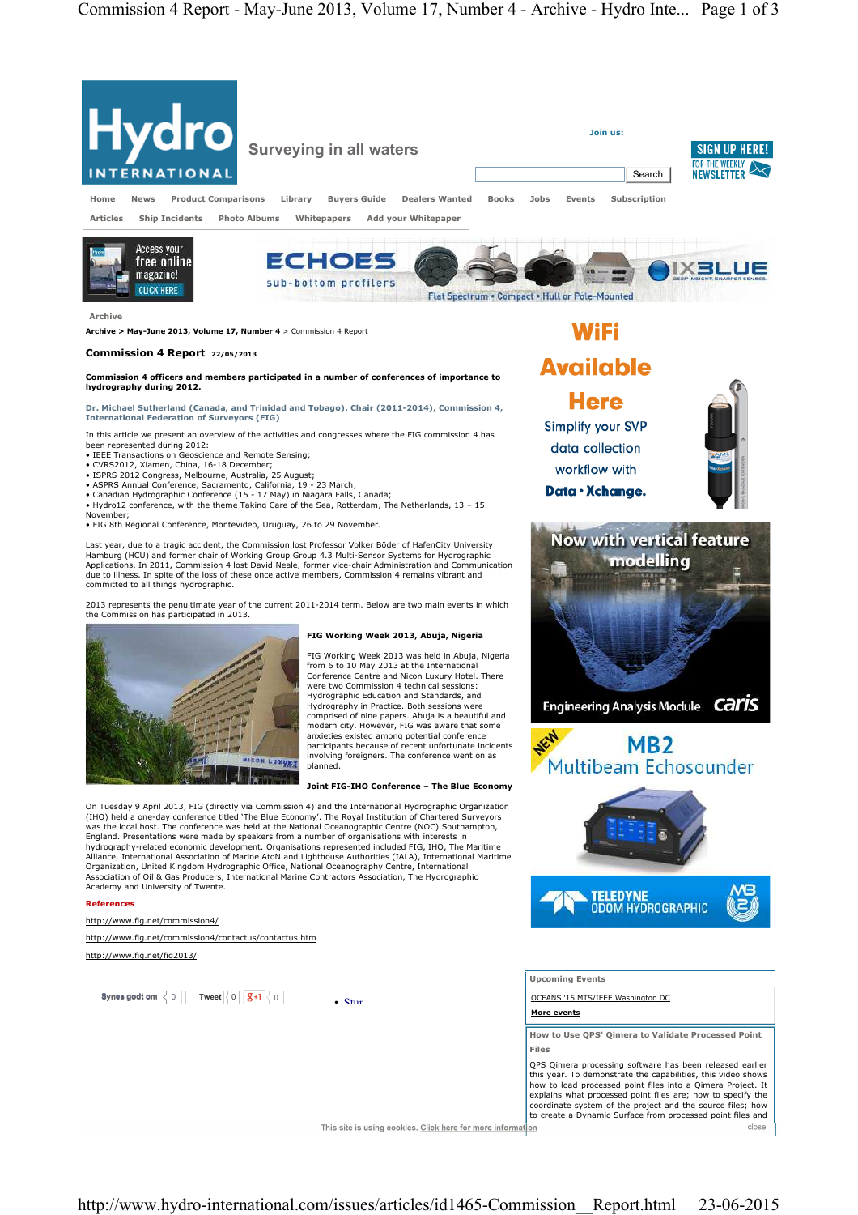Archive

Archive > May-June 2013, Volume 17, Number 4 > Commission 4 Report

# Commission 4 Report 22/05/2013

**Commission 4 officers and members participated in a number of conferences of importance to hydrography during 2012.**

**Dr. Michael Sutherland (Canada, and Trinidad and Tobago). Chair (2011-2014), Commission 4, International Federation of Surveyors (FIG)**

In this article we present an overview of the activities and congresses where the FIG commission 4 has been represented during 2012:

- IEEE Transactions on Geoscience and Remote Sensing;
- CVRS2012, Xiamen, China, 16-18 December;
- ISPRS 2012 Congress, Melbourne, Australia, 25 August;
- ASPRS Annual Conference, Sacramento, California, 19 - 23 March;
- Canadian Hydrographic Conference (15 - 17 May) in Niagara Falls, Canada;
- Hydro12 conference, with the theme Taking Care of the Sea, Rotterdam, The Netherlands, 13 – 15 November;
- FIG 8th Regional Conference, Montevideo, Uruguay, 26 to 29 November.

Last year, due to a tragic accident, the Commission lost Professor Volker Böder of HafenCity University Hamburg (HCU) and former chair of Working Group Group 4.3 Multi-Sensor Systems for Hydrographic Applications. In 2011, Commission 4 lost David Neale, former vice-chair Administration and Communication due to illness. In spite of the loss of these once active members, Commission 4 remains vibrant and committed to all things hydrographic.

2013 represents the penultimate year of the current 2011-2014 term. Below are two main events in which the Commission has participated in 2013.

## FIG Working Week 2013, Abuja, Nigeria

FIG Working Week 2013 was held in Abuja, Nigeria from 6 to 10 May 2013 at the International Conference Centre and Nicon Luxury Hotel. There were two Commission 4 technical sessions: Hydrographic Education and Standards, and Hydrography in Practice. Both sessions were comprised of nine papers. Abuja is a beautiful and modern city. However, FIG was aware that some anxieties existed among potential conference participants because of recent unfortunate incidents involving foreigners. The conference went on as planned.

## Joint FIG-IHO Conference – The Blue Economy

On Tuesday 9 April 2013, FIG (directly via Commission 4) and the International Hydrographic Organization (IHO) held a one-day conference titled 'The Blue Economy'. The Royal Institution of Chartered Surveyors was the local host. The conference was held at the National Oceanographic Centre (NOC) Southampton, England. Presentations were made by speakers from a number of organisations with interests in hydrography-related economic development. Organisations represented included FIG, IHO, The Maritime Alliance, International Association of Marine AtoN and Lighthouse Authorities (IALA), International Maritime Organization, United Kingdom Hydrographic Office, National Oceanography Centre, International Association of Oil & Gas Producers, International Marine Contractors Association, The Hydrographic Academy and University of Twente.

**References**

http://www.fig.net/commission4/

http://www.fig.net/commission4/contactus/contactus.htm

http://www.fig.net/fig2013/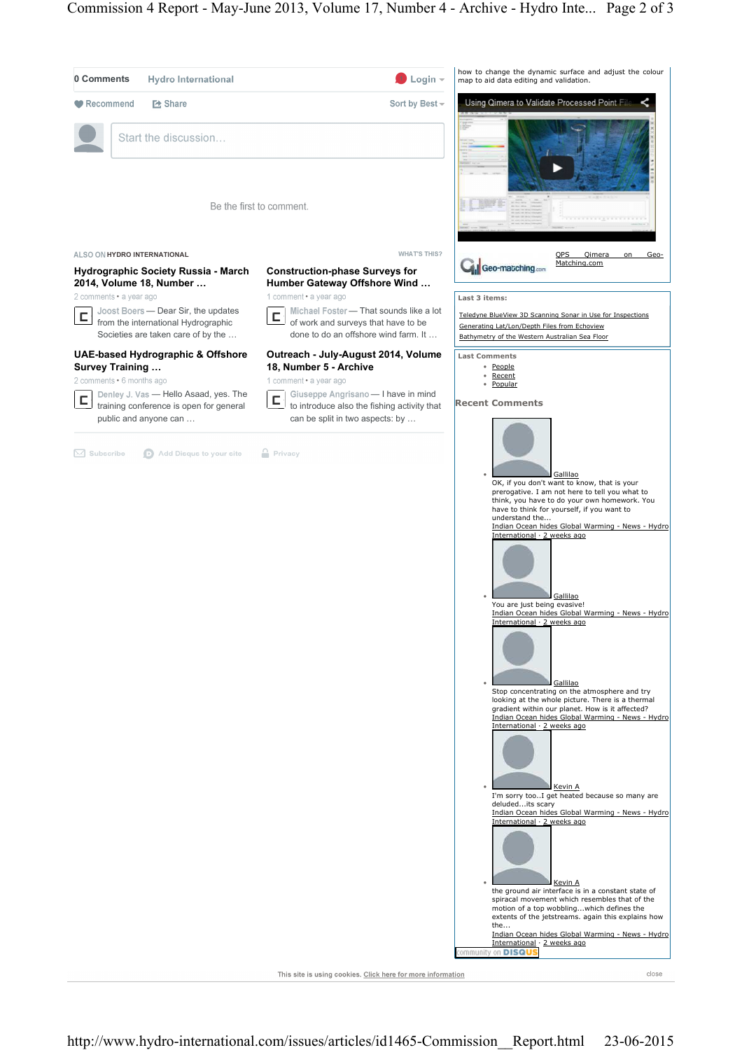0 Comments Hydro International Login

Recommend Share Sort by Best

Start the discussion...

Be the first to comment.

ALSO ON HYDRO INTERNATIONAL WHAT'S THIS?

**Hydrographic Society Russia - March 2014, Volume 18, Number ...**

2 comments • a year ago

Joost Boers — Dear Sir, the updates from the international Hydrographic Societies are taken care of by the ...

**Construction-phase Surveys for Humber Gateway Offshore Wind ...**

1 comment • a year ago

Michael Foster — That sounds like a lot of work and surveys that have to be done to do an offshore wind farm. It ...

**UAE-based Hydrographic & Offshore Survey Training ...**

2 comments • 6 months ago

Denley J. Vas — Hello Asaad, yes. The training conference is open for general public and anyone can ...

**Outreach - July-August 2014, Volume 18, Number 5 - Archive**

1 comment • a year ago

Giuseppe Angrisano — I have in mind to introduce also the fishing activity that can be split in two aspects: by ...

Subscribe Add Disqus to your site Privacy

how to change the dynamic surface and adjust the colour map to aid data editing and validation.

Using Qimera to Validate Processed Point File

QPS Qimera on Geo-Matching.com

**Last 3 items:**

- Teledyne BlueView 3D Scanning Sonar in Use for Inspections
- Generating Lat/Lon/Depth Files from Echoview
- Bathymetry of the Western Australian Sea Floor

**Last Comments**

- People
- Recent
- Popular

**Recent Comments**

- Gallilao
  OK, if you don't want to know, that is your prerogative. I am not here to tell you what to think, you have to do your own homework. You have to think for yourself, if you want to understand the...
  Indian Ocean hides Global Warming - News - Hydro International · 2 weeks ago
- Gallilao
  You are just being evasive!
  Indian Ocean hides Global Warming - News - Hydro International · 2 weeks ago
- Gallilao
  Stop concentrating on the atmosphere and try looking at the whole picture. There is a thermal gradient within our planet. How is it affected?
  Indian Ocean hides Global Warming - News - Hydro International · 2 weeks ago
- Kevin A
  I'm sorry too..I get heated because so many are deluded...its scary
  Indian Ocean hides Global Warming - News - Hydro International · 2 weeks ago
- Kevin A
  the ground air interface is in a constant state of spiracal movement which resembles that of the motion of a top wobbling...which defines the extents of the jetstreams. again this explains how the...
  Indian Ocean hides Global Warming - News - Hydro International · 2 weeks ago

community on DISQUS

This site is using cookies. Click here for more information close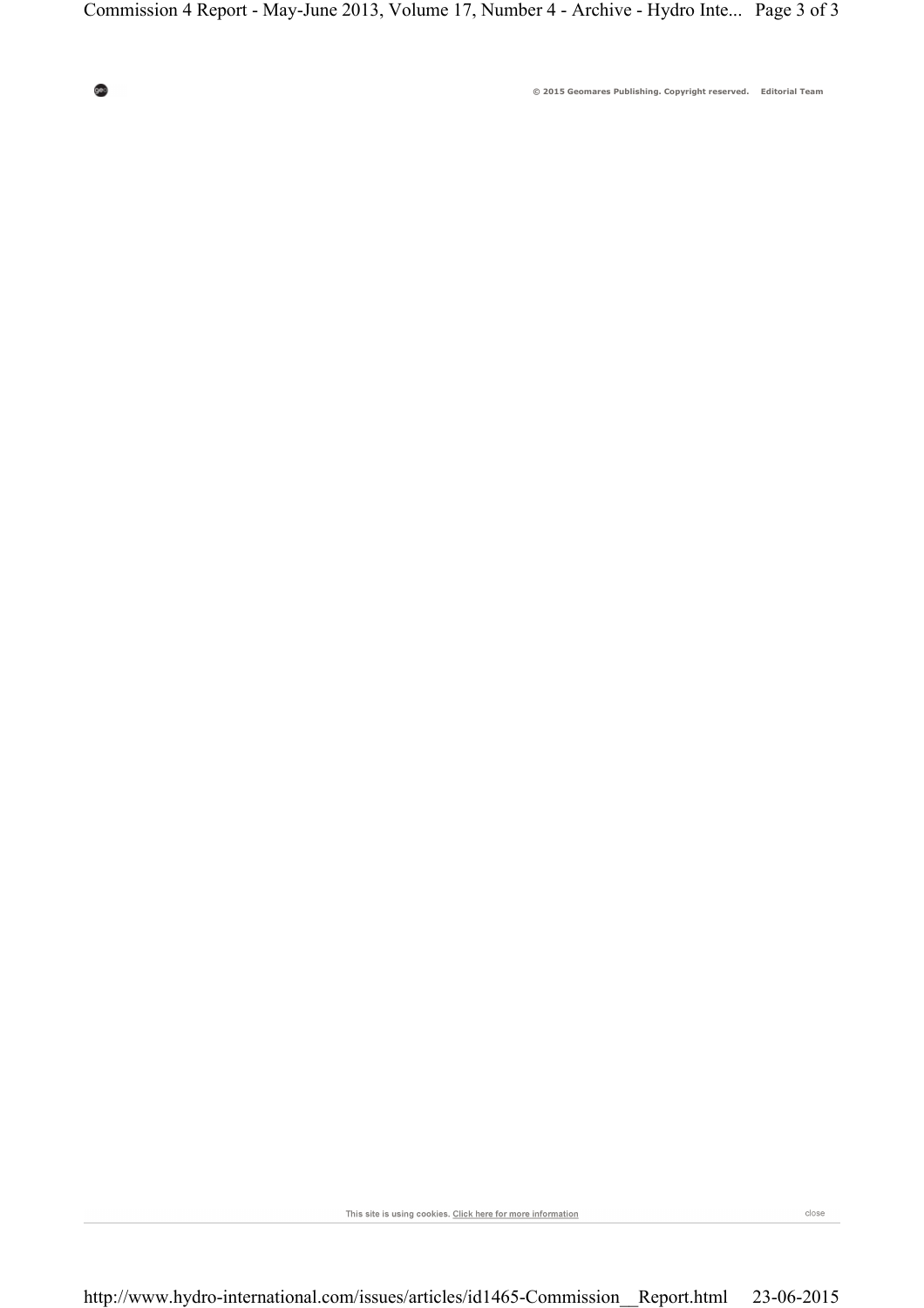© 2015 Geomares Publishing. Copyright reserved. Editorial Team

This site is using cookies. Click here for more information

close